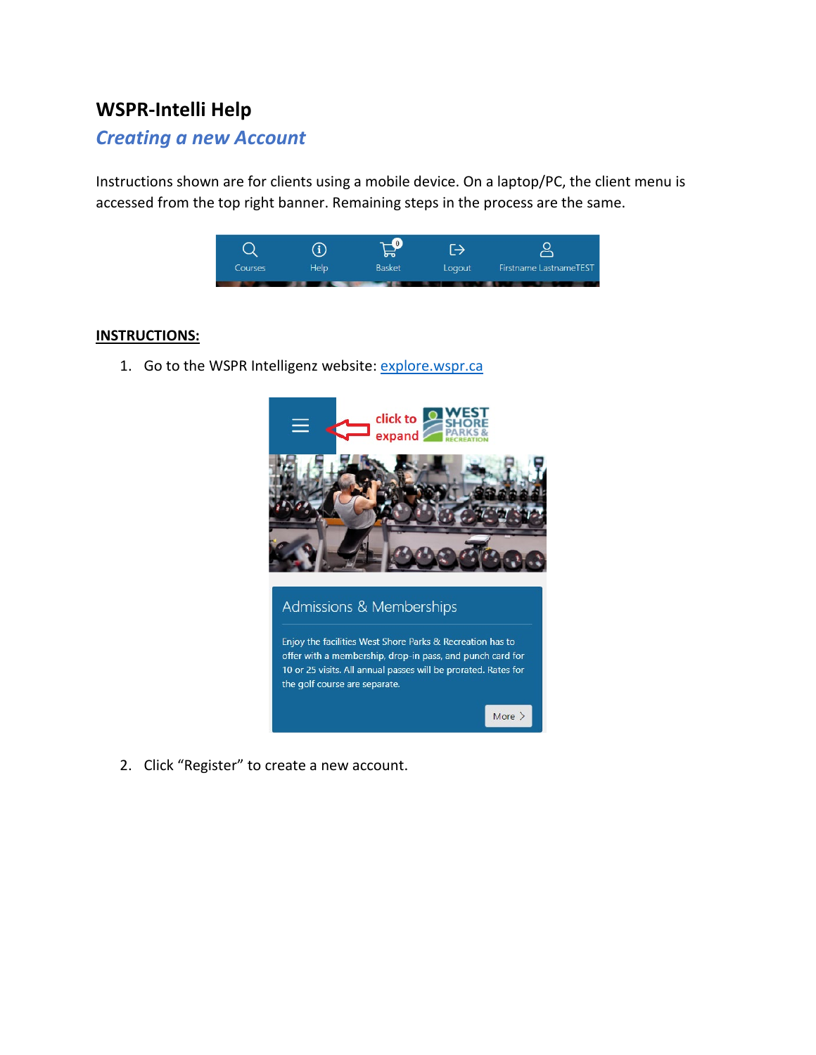# WSPR-Intelli Help

## *Creating a new Account*

Instructions shown are for clients using a mobile device. On a laptop/PC, the client menu is accessed from the top right banner. Remaining steps in the process are the same.

**INSTRUCTIONS:**

1. Go to the WSPR Intelligenz website: [explore.wspr.ca](explore.wspr.ca)

2. Click "Register" to create a new account.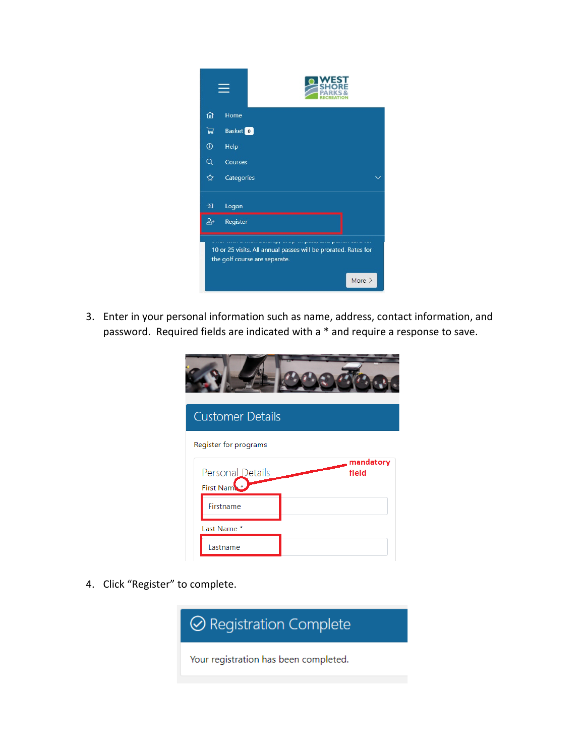3. Enter in your personal information such as name, address, contact information, and password. Required fields are indicated with a * and require a response to save.

4. Click “Register” to complete.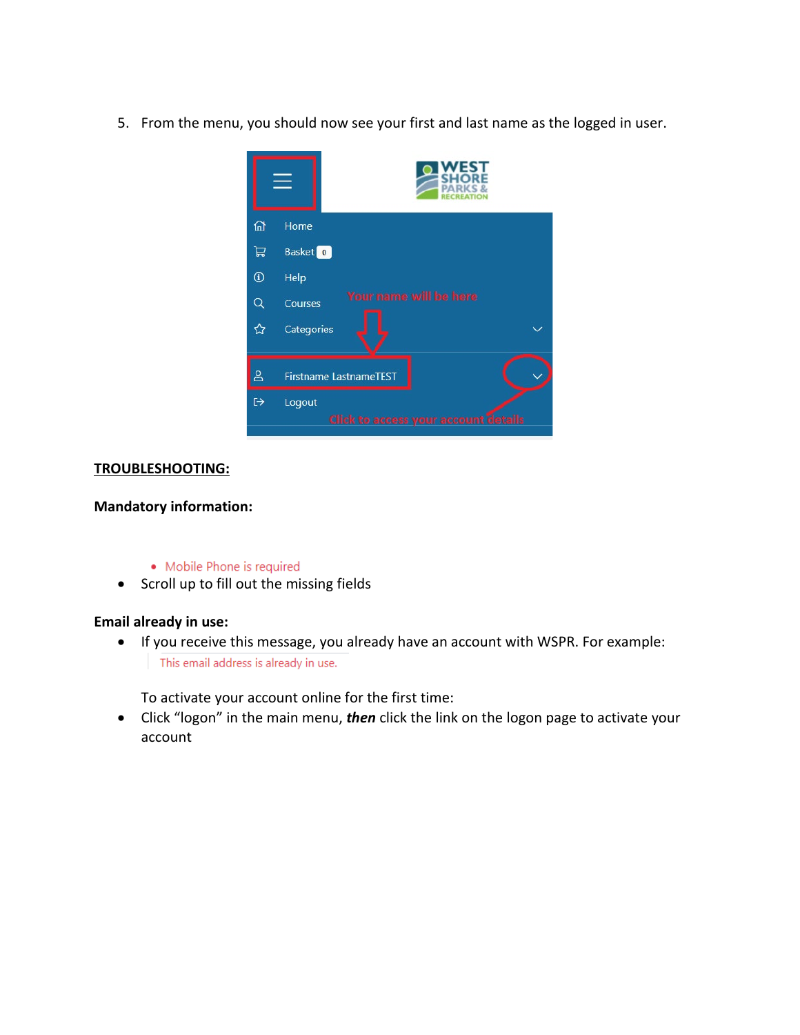5. From the menu, you should now see your first and last name as the logged in user.

**TROUBLESHOOTING:**

**Mandatory information:**

- Mobile Phone is required

- Scroll up to fill out the missing fields

**Email already in use:**

- If you receive this message, you already have an account with WSPR. For example:

  This email address is already in use.

  To activate your account online for the first time:

- Click "logon" in the main menu, ***then*** click the link on the logon page to activate your account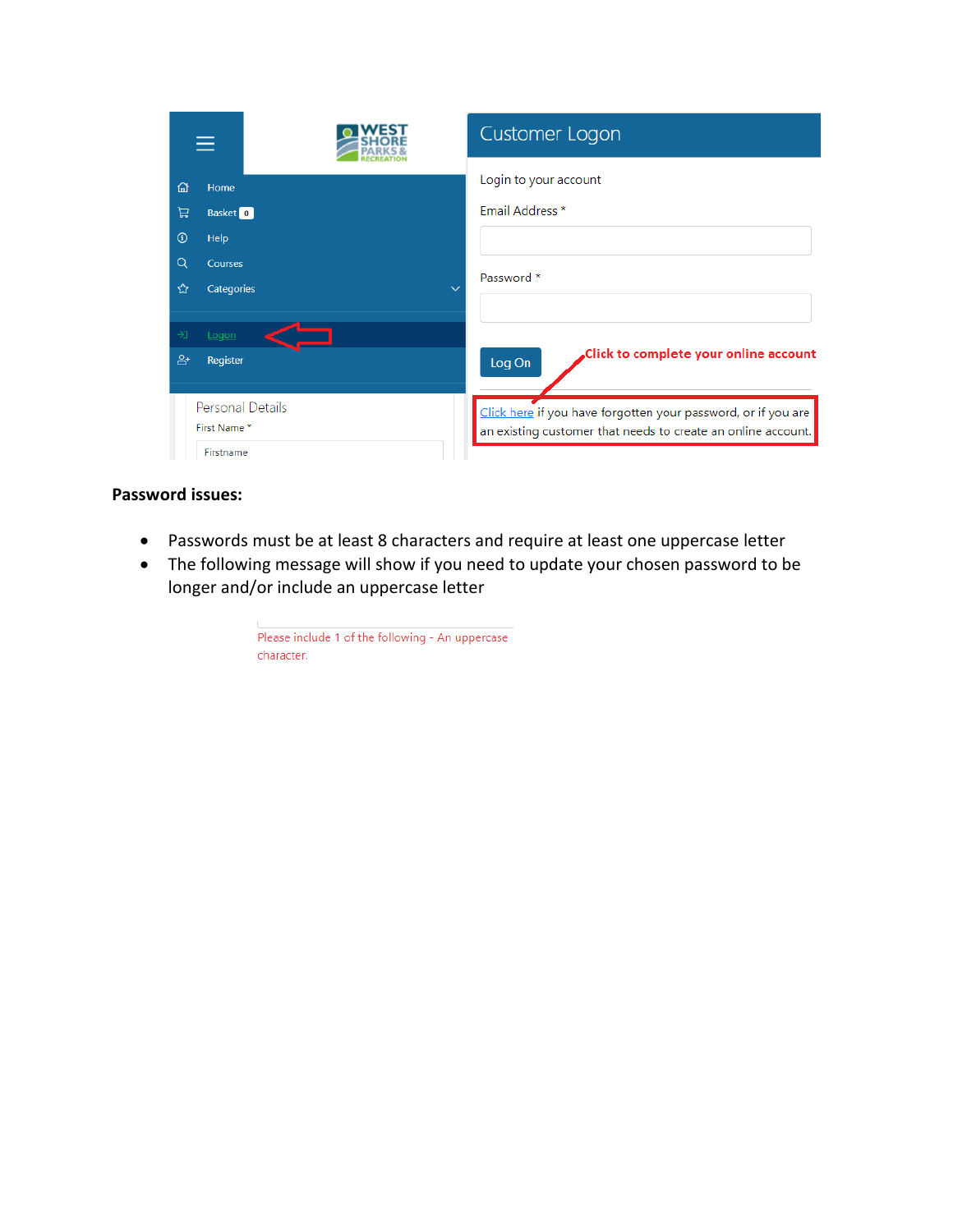**Password issues:**

- Passwords must be at least 8 characters and require at least one uppercase letter
- The following message will show if you need to update your chosen password to be longer and/or include an uppercase letter